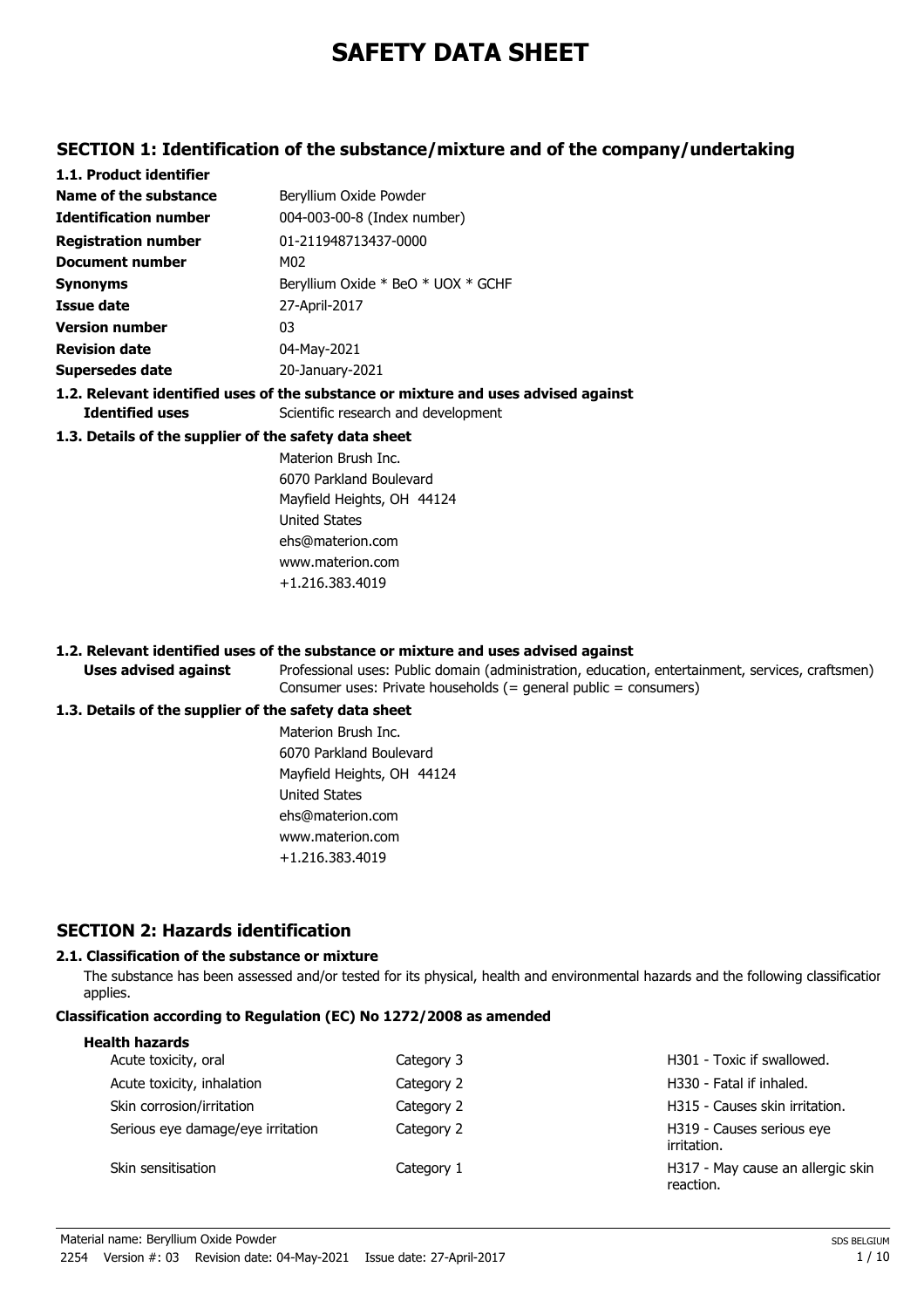# SAFETY DATA SHEET

## SECTION 1: Identification of the substance/mixture and of the company/undertaking

### 1.1. Product identifier

| | |
|---|---|
| **Name of the substance** | Beryllium Oxide Powder |
| **Identification number** | 004-003-00-8 (Index number) |
| **Registration number** | 01-211948713437-0000 |
| **Document number** | M02 |
| **Synonyms** | Beryllium Oxide * BeO * UOX * GCHF |
| **Issue date** | 27-April-2017 |
| **Version number** | 03 |
| **Revision date** | 04-May-2021 |
| **Supersedes date** | 20-January-2021 |

### 1.2. Relevant identified uses of the substance or mixture and uses advised against

**Identified uses** Scientific research and development

### 1.3. Details of the supplier of the safety data sheet

Materion Brush Inc.
6070 Parkland Boulevard
Mayfield Heights, OH 44124
United States
ehs@materion.com
www.materion.com
+1.216.383.4019

### 1.2. Relevant identified uses of the substance or mixture and uses advised against

**Uses advised against** Professional uses: Public domain (administration, education, entertainment, services, craftsmen)
Consumer uses: Private households (= general public = consumers)

### 1.3. Details of the supplier of the safety data sheet

Materion Brush Inc.
6070 Parkland Boulevard
Mayfield Heights, OH 44124
United States
ehs@materion.com
www.materion.com
+1.216.383.4019

## SECTION 2: Hazards identification

### 2.1. Classification of the substance or mixture

The substance has been assessed and/or tested for its physical, health and environmental hazards and the following classification applies.

**Classification according to Regulation (EC) No 1272/2008 as amended**

**Health hazards**

| | | |
|---|---|---|
| Acute toxicity, oral | Category 3 | H301 - Toxic if swallowed. |
| Acute toxicity, inhalation | Category 2 | H330 - Fatal if inhaled. |
| Skin corrosion/irritation | Category 2 | H315 - Causes skin irritation. |
| Serious eye damage/eye irritation | Category 2 | H319 - Causes serious eye irritation. |
| Skin sensitisation | Category 1 | H317 - May cause an allergic skin reaction. |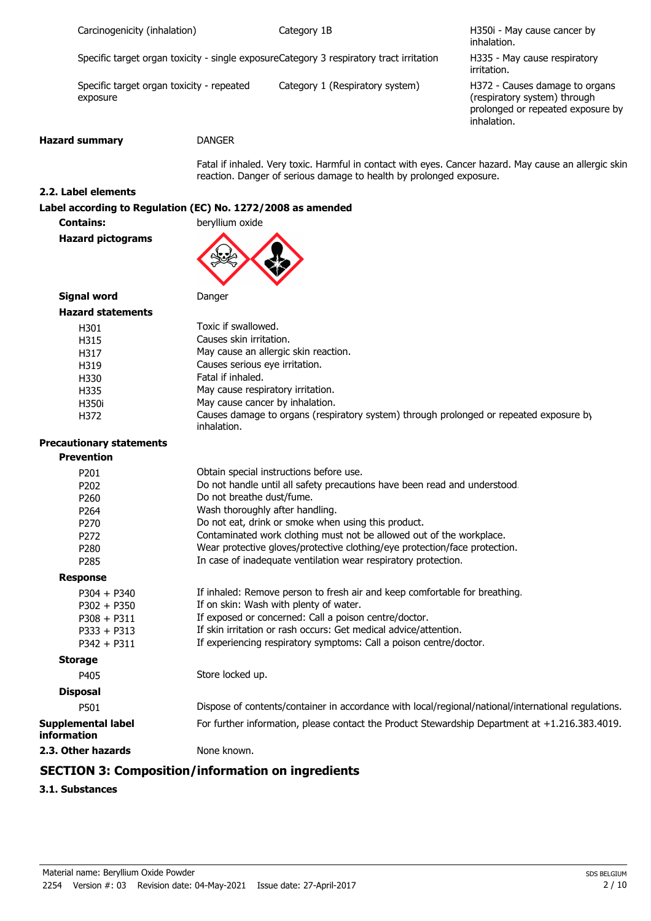| | | |
|---|---|---|
| Carcinogenicity (inhalation) | Category 1B | H350i - May cause cancer by inhalation. |
| Specific target organ toxicity - single exposure | Category 3 respiratory tract irritation | H335 - May cause respiratory irritation. |
| Specific target organ toxicity - repeated exposure | Category 1 (Respiratory system) | H372 - Causes damage to organs (respiratory system) through prolonged or repeated exposure by inhalation. |

**Hazard summary** DANGER

Fatal if inhaled. Very toxic. Harmful in contact with eyes. Cancer hazard. May cause an allergic skin reaction. Danger of serious damage to health by prolonged exposure.

### 2.2. Label elements

**Label according to Regulation (EC) No. 1272/2008 as amended**

**Contains:** beryllium oxide

**Hazard pictograms**

**Signal word** Danger

**Hazard statements**

| | |
|---|---|
| H301 | Toxic if swallowed. |
| H315 | Causes skin irritation. |
| H317 | May cause an allergic skin reaction. |
| H319 | Causes serious eye irritation. |
| H330 | Fatal if inhaled. |
| H335 | May cause respiratory irritation. |
| H350i | May cause cancer by inhalation. |
| H372 | Causes damage to organs (respiratory system) through prolonged or repeated exposure by inhalation. |

**Precautionary statements**

**Prevention**

| | |
|---|---|
| P201 | Obtain special instructions before use. |
| P202 | Do not handle until all safety precautions have been read and understood. |
| P260 | Do not breathe dust/fume. |
| P264 | Wash thoroughly after handling. |
| P270 | Do not eat, drink or smoke when using this product. |
| P272 | Contaminated work clothing must not be allowed out of the workplace. |
| P280 | Wear protective gloves/protective clothing/eye protection/face protection. |
| P285 | In case of inadequate ventilation wear respiratory protection. |

**Response**

| | |
|---|---|
| P304 + P340 | If inhaled: Remove person to fresh air and keep comfortable for breathing. |
| P302 + P350 | If on skin: Wash with plenty of water. |
| P308 + P311 | If exposed or concerned: Call a poison centre/doctor. |
| P333 + P313 | If skin irritation or rash occurs: Get medical advice/attention. |
| P342 + P311 | If experiencing respiratory symptoms: Call a poison centre/doctor. |

**Storage**

| | |
|---|---|
| P405 | Store locked up. |

**Disposal**

| | |
|---|---|
| P501 | Dispose of contents/container in accordance with local/regional/national/international regulations. |

**Supplemental label information** For further information, please contact the Product Stewardship Department at +1.216.383.4019.

### 2.3. Other hazards

None known.

## SECTION 3: Composition/information on ingredients

### 3.1. Substances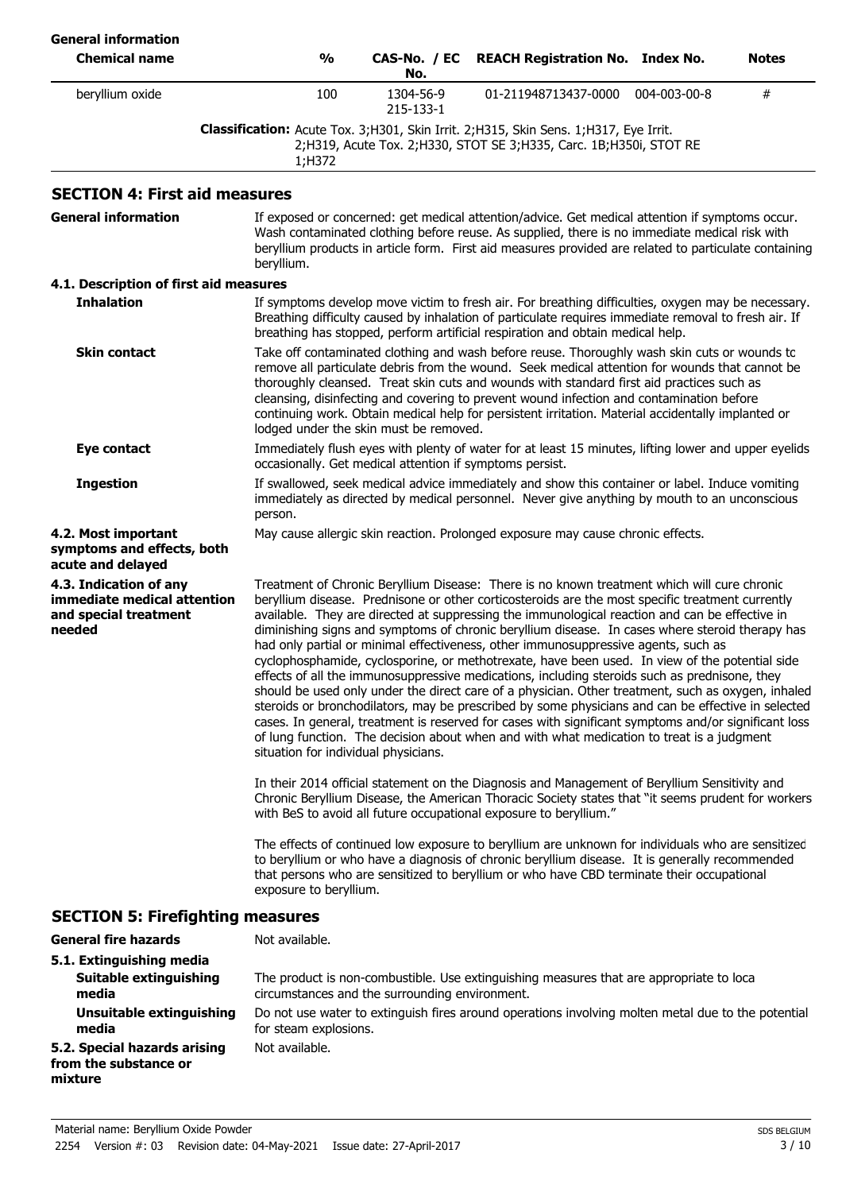**General information**

| Chemical name | % | CAS-No. / EC No. | REACH Registration No. | Index No. | Notes |
|---|---|---|---|---|---|
| beryllium oxide | 100 | 1304-56-9<br>215-133-1 | 01-211948713437-0000 | 004-003-00-8 | # |
| | **Classification:** Acute Tox. 3;H301, Skin Irrit. 2;H315, Skin Sens. 1;H317, Eye Irrit. 2;H319, Acute Tox. 2;H330, STOT SE 3;H335, Carc. 1B;H350i, STOT RE 1;H372 | | | | |

## SECTION 4: First aid measures

**General information**

If exposed or concerned: get medical attention/advice. Get medical attention if symptoms occur. Wash contaminated clothing before reuse. As supplied, there is no immediate medical risk with beryllium products in article form. First aid measures provided are related to particulate containing beryllium.

### 4.1. Description of first aid measures

**Inhalation**

If symptoms develop move victim to fresh air. For breathing difficulties, oxygen may be necessary. Breathing difficulty caused by inhalation of particulate requires immediate removal to fresh air. If breathing has stopped, perform artificial respiration and obtain medical help.

**Skin contact**

Take off contaminated clothing and wash before reuse. Thoroughly wash skin cuts or wounds to remove all particulate debris from the wound. Seek medical attention for wounds that cannot be thoroughly cleansed. Treat skin cuts and wounds with standard first aid practices such as cleansing, disinfecting and covering to prevent wound infection and contamination before continuing work. Obtain medical help for persistent irritation. Material accidentally implanted or lodged under the skin must be removed.

**Eye contact**

Immediately flush eyes with plenty of water for at least 15 minutes, lifting lower and upper eyelids occasionally. Get medical attention if symptoms persist.

**Ingestion**

If swallowed, seek medical advice immediately and show this container or label. Induce vomiting immediately as directed by medical personnel. Never give anything by mouth to an unconscious person.

**4.2. Most important symptoms and effects, both acute and delayed**

May cause allergic skin reaction. Prolonged exposure may cause chronic effects.

**4.3. Indication of any immediate medical attention and special treatment needed**

Treatment of Chronic Beryllium Disease: There is no known treatment which will cure chronic beryllium disease. Prednisone or other corticosteroids are the most specific treatment currently available. They are directed at suppressing the immunological reaction and can be effective in diminishing signs and symptoms of chronic beryllium disease. In cases where steroid therapy has had only partial or minimal effectiveness, other immunosuppressive agents, such as cyclophosphamide, cyclosporine, or methotrexate, have been used. In view of the potential side effects of all the immunosuppressive medications, including steroids such as prednisone, they should be used only under the direct care of a physician. Other treatment, such as oxygen, inhaled steroids or bronchodilators, may be prescribed by some physicians and can be effective in selected cases. In general, treatment is reserved for cases with significant symptoms and/or significant loss of lung function. The decision about when and with what medication to treat is a judgment situation for individual physicians.

In their 2014 official statement on the Diagnosis and Management of Beryllium Sensitivity and Chronic Beryllium Disease, the American Thoracic Society states that "it seems prudent for workers with BeS to avoid all future occupational exposure to beryllium."

The effects of continued low exposure to beryllium are unknown for individuals who are sensitized to beryllium or who have a diagnosis of chronic beryllium disease. It is generally recommended that persons who are sensitized to beryllium or who have CBD terminate their occupational exposure to beryllium.

## SECTION 5: Firefighting measures

**General fire hazards**

Not available.

### 5.1. Extinguishing media

**Suitable extinguishing media**

The product is non-combustible. Use extinguishing measures that are appropriate to loca circumstances and the surrounding environment.

**Unsuitable extinguishing media**

Do not use water to extinguish fires around operations involving molten metal due to the potential for steam explosions.

**5.2. Special hazards arising from the substance or mixture**

Not available.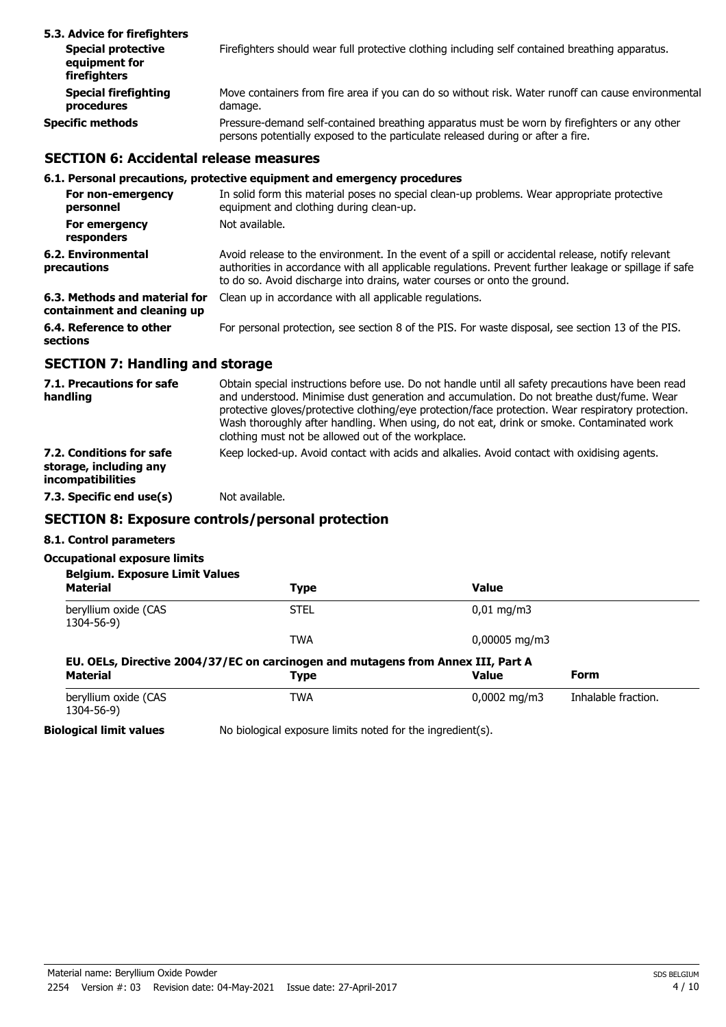### 5.3. Advice for firefighters

| | |
|---|---|
| **Special protective equipment for firefighters** | Firefighters should wear full protective clothing including self contained breathing apparatus. |
| **Special firefighting procedures** | Move containers from fire area if you can do so without risk. Water runoff can cause environmental damage. |
| **Specific methods** | Pressure-demand self-contained breathing apparatus must be worn by firefighters or any other persons potentially exposed to the particulate released during or after a fire. |

## SECTION 6: Accidental release measures

### 6.1. Personal precautions, protective equipment and emergency procedures

| | |
|---|---|
| **For non-emergency personnel** | In solid form this material poses no special clean-up problems. Wear appropriate protective equipment and clothing during clean-up. |
| **For emergency responders** | Not available. |
| **6.2. Environmental precautions** | Avoid release to the environment. In the event of a spill or accidental release, notify relevant authorities in accordance with all applicable regulations. Prevent further leakage or spillage if safe to do so. Avoid discharge into drains, water courses or onto the ground. |
| **6.3. Methods and material for containment and cleaning up** | Clean up in accordance with all applicable regulations. |
| **6.4. Reference to other sections** | For personal protection, see section 8 of the PIS. For waste disposal, see section 13 of the PIS. |

## SECTION 7: Handling and storage

| | |
|---|---|
| **7.1. Precautions for safe handling** | Obtain special instructions before use. Do not handle until all safety precautions have been read and understood. Minimise dust generation and accumulation. Do not breathe dust/fume. Wear protective gloves/protective clothing/eye protection/face protection. Wear respiratory protection. Wash thoroughly after handling. When using, do not eat, drink or smoke. Contaminated work clothing must not be allowed out of the workplace. |
| **7.2. Conditions for safe storage, including any incompatibilities** | Keep locked-up. Avoid contact with acids and alkalies. Avoid contact with oxidising agents. |
| **7.3. Specific end use(s)** | Not available. |

## SECTION 8: Exposure controls/personal protection

### 8.1. Control parameters

**Occupational exposure limits**

**Belgium. Exposure Limit Values**

| Material | Type | Value |
|---|---|---|
| beryllium oxide (CAS 1304-56-9) | STEL | 0,01 mg/m3 |
| | TWA | 0,00005 mg/m3 |

**EU. OELs, Directive 2004/37/EC on carcinogen and mutagens from Annex III, Part A**

| Material | Type | Value | Form |
|---|---|---|---|
| beryllium oxide (CAS 1304-56-9) | TWA | 0,0002 mg/m3 | Inhalable fraction. |

**Biological limit values** No biological exposure limits noted for the ingredient(s).

Material name: Beryllium Oxide Powder
2254 Version #: 03 Revision date: 04-May-2021 Issue date: 27-April-2017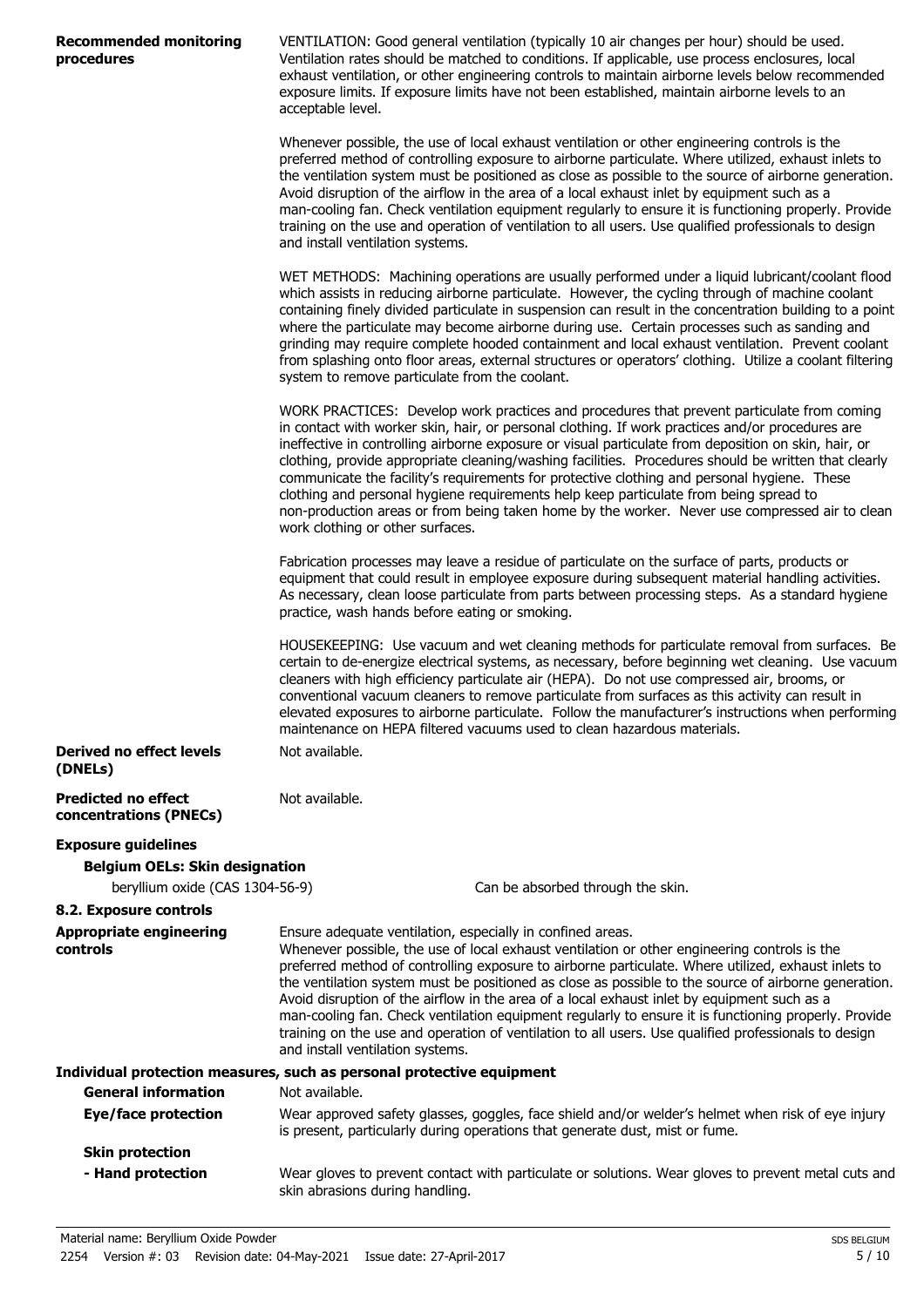**Recommended monitoring procedures**

VENTILATION: Good general ventilation (typically 10 air changes per hour) should be used. Ventilation rates should be matched to conditions. If applicable, use process enclosures, local exhaust ventilation, or other engineering controls to maintain airborne levels below recommended exposure limits. If exposure limits have not been established, maintain airborne levels to an acceptable level.

Whenever possible, the use of local exhaust ventilation or other engineering controls is the preferred method of controlling exposure to airborne particulate. Where utilized, exhaust inlets to the ventilation system must be positioned as close as possible to the source of airborne generation. Avoid disruption of the airflow in the area of a local exhaust inlet by equipment such as a man-cooling fan. Check ventilation equipment regularly to ensure it is functioning properly. Provide training on the use and operation of ventilation to all users. Use qualified professionals to design and install ventilation systems.

WET METHODS: Machining operations are usually performed under a liquid lubricant/coolant flood which assists in reducing airborne particulate. However, the cycling through of machine coolant containing finely divided particulate in suspension can result in the concentration building to a point where the particulate may become airborne during use. Certain processes such as sanding and grinding may require complete hooded containment and local exhaust ventilation. Prevent coolant from splashing onto floor areas, external structures or operators' clothing. Utilize a coolant filtering system to remove particulate from the coolant.

WORK PRACTICES: Develop work practices and procedures that prevent particulate from coming in contact with worker skin, hair, or personal clothing. If work practices and/or procedures are ineffective in controlling airborne exposure or visual particulate from deposition on skin, hair, or clothing, provide appropriate cleaning/washing facilities. Procedures should be written that clearly communicate the facility's requirements for protective clothing and personal hygiene. These clothing and personal hygiene requirements help keep particulate from being spread to non-production areas or from being taken home by the worker. Never use compressed air to clean work clothing or other surfaces.

Fabrication processes may leave a residue of particulate on the surface of parts, products or equipment that could result in employee exposure during subsequent material handling activities. As necessary, clean loose particulate from parts between processing steps. As a standard hygiene practice, wash hands before eating or smoking.

HOUSEKEEPING: Use vacuum and wet cleaning methods for particulate removal from surfaces. Be certain to de-energize electrical systems, as necessary, before beginning wet cleaning. Use vacuum cleaners with high efficiency particulate air (HEPA). Do not use compressed air, brooms, or conventional vacuum cleaners to remove particulate from surfaces as this activity can result in elevated exposures to airborne particulate. Follow the manufacturer's instructions when performing maintenance on HEPA filtered vacuums used to clean hazardous materials.

**Derived no effect levels (DNELs)**

Not available.

**Predicted no effect concentrations (PNECs)**

Not available.

**Exposure guidelines**

**Belgium OELs: Skin designation**

beryllium oxide (CAS 1304-56-9) — Can be absorbed through the skin.

**8.2. Exposure controls**

**Appropriate engineering controls**

Ensure adequate ventilation, especially in confined areas.
Whenever possible, the use of local exhaust ventilation or other engineering controls is the preferred method of controlling exposure to airborne particulate. Where utilized, exhaust inlets to the ventilation system must be positioned as close as possible to the source of airborne generation. Avoid disruption of the airflow in the area of a local exhaust inlet by equipment such as a man-cooling fan. Check ventilation equipment regularly to ensure it is functioning properly. Provide training on the use and operation of ventilation to all users. Use qualified professionals to design and install ventilation systems.

**Individual protection measures, such as personal protective equipment**

**General information**

Not available.

**Eye/face protection**

Wear approved safety glasses, goggles, face shield and/or welder's helmet when risk of eye injury is present, particularly during operations that generate dust, mist or fume.

**Skin protection**

**- Hand protection**

Wear gloves to prevent contact with particulate or solutions. Wear gloves to prevent metal cuts and skin abrasions during handling.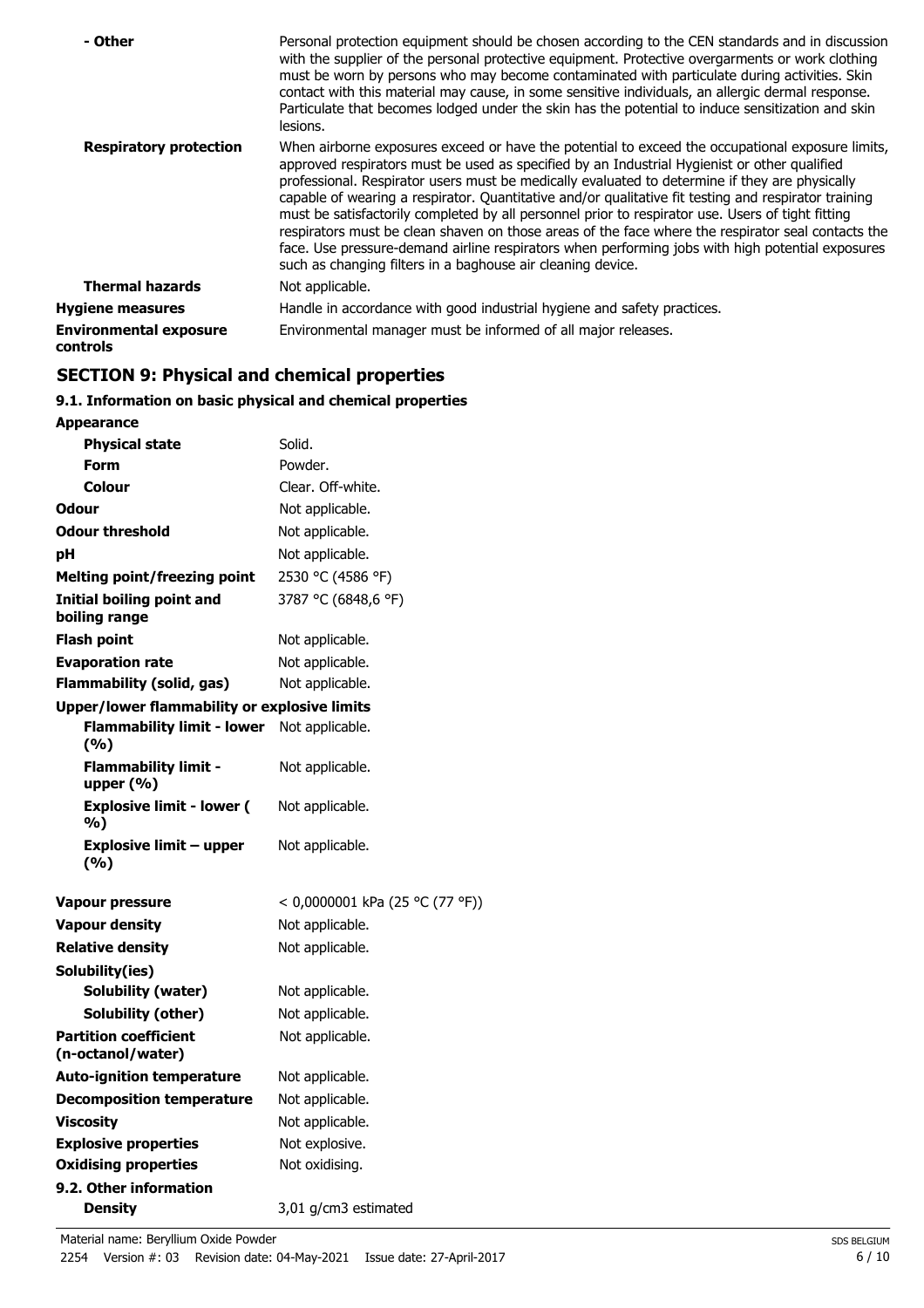| | |
|---|---|
| **- Other** | Personal protection equipment should be chosen according to the CEN standards and in discussion with the supplier of the personal protective equipment. Protective overgarments or work clothing must be worn by persons who may become contaminated with particulate during activities. Skin contact with this material may cause, in some sensitive individuals, an allergic dermal response. Particulate that becomes lodged under the skin has the potential to induce sensitization and skin lesions. |
| **Respiratory protection** | When airborne exposures exceed or have the potential to exceed the occupational exposure limits, approved respirators must be used as specified by an Industrial Hygienist or other qualified professional. Respirator users must be medically evaluated to determine if they are physically capable of wearing a respirator. Quantitative and/or qualitative fit testing and respirator training must be satisfactorily completed by all personnel prior to respirator use. Users of tight fitting respirators must be clean shaven on those areas of the face where the respirator seal contacts the face. Use pressure-demand airline respirators when performing jobs with high potential exposures such as changing filters in a baghouse air cleaning device. |
| **Thermal hazards** | Not applicable. |
| **Hygiene measures** | Handle in accordance with good industrial hygiene and safety practices. |
| **Environmental exposure controls** | Environmental manager must be informed of all major releases. |

## SECTION 9: Physical and chemical properties

### 9.1. Information on basic physical and chemical properties

| | |
|---|---|
| **Appearance** | |
| **Physical state** | Solid. |
| **Form** | Powder. |
| **Colour** | Clear. Off-white. |
| **Odour** | Not applicable. |
| **Odour threshold** | Not applicable. |
| **pH** | Not applicable. |
| **Melting point/freezing point** | 2530 °C (4586 °F) |
| **Initial boiling point and boiling range** | 3787 °C (6848,6 °F) |
| **Flash point** | Not applicable. |
| **Evaporation rate** | Not applicable. |
| **Flammability (solid, gas)** | Not applicable. |
| **Upper/lower flammability or explosive limits** | |
| **Flammability limit - lower (%)** | Not applicable. |
| **Flammability limit - upper (%)** | Not applicable. |
| **Explosive limit - lower (%)** | Not applicable. |
| **Explosive limit – upper (%)** | Not applicable. |
| **Vapour pressure** | < 0,0000001 kPa (25 °C (77 °F)) |
| **Vapour density** | Not applicable. |
| **Relative density** | Not applicable. |
| **Solubility(ies)** | |
| **Solubility (water)** | Not applicable. |
| **Solubility (other)** | Not applicable. |
| **Partition coefficient (n-octanol/water)** | Not applicable. |
| **Auto-ignition temperature** | Not applicable. |
| **Decomposition temperature** | Not applicable. |
| **Viscosity** | Not applicable. |
| **Explosive properties** | Not explosive. |
| **Oxidising properties** | Not oxidising. |
| **9.2. Other information** | |
| **Density** | 3,01 g/cm3 estimated |

Material name: Beryllium Oxide Powder

2254 Version #: 03 Revision date: 04-May-2021 Issue date: 27-April-2017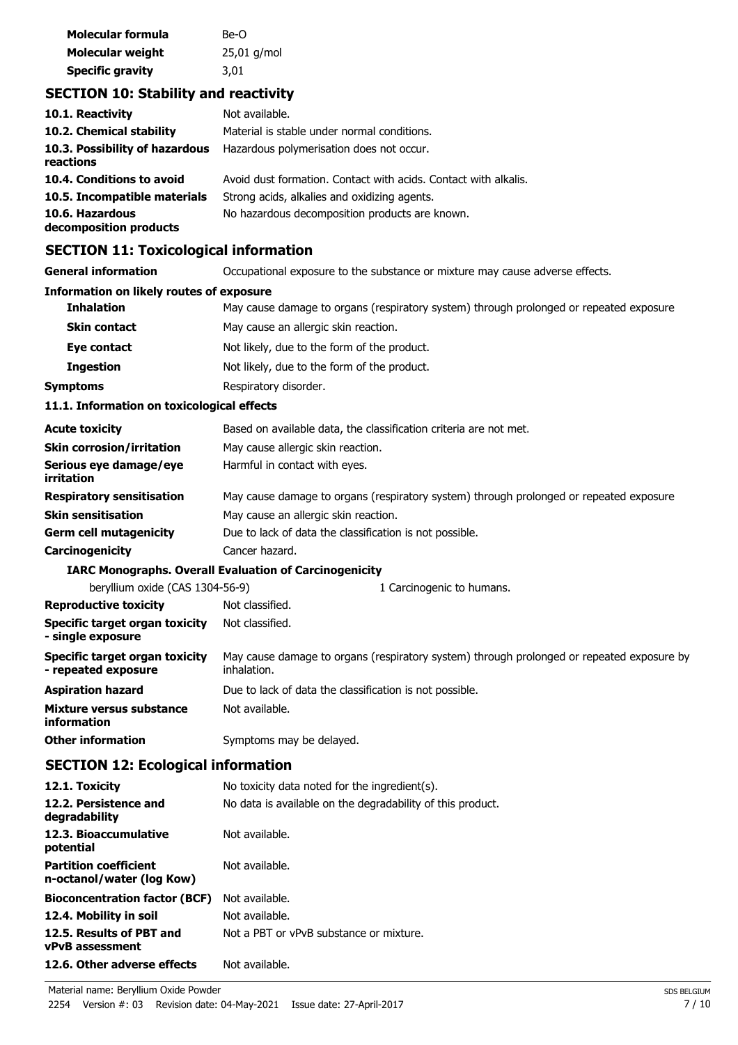| | |
|---|---|
| **Molecular formula** | Be-O |
| **Molecular weight** | 25,01 g/mol |
| **Specific gravity** | 3,01 |

## SECTION 10: Stability and reactivity

| | |
|---|---|
| **10.1. Reactivity** | Not available. |
| **10.2. Chemical stability** | Material is stable under normal conditions. |
| **10.3. Possibility of hazardous reactions** | Hazardous polymerisation does not occur. |
| **10.4. Conditions to avoid** | Avoid dust formation. Contact with acids. Contact with alkalis. |
| **10.5. Incompatible materials** | Strong acids, alkalies and oxidizing agents. |
| **10.6. Hazardous decomposition products** | No hazardous decomposition products are known. |

## SECTION 11: Toxicological information

| | |
|---|---|
| **General information** | Occupational exposure to the substance or mixture may cause adverse effects. |

**Information on likely routes of exposure**

| | |
|---|---|
| **Inhalation** | May cause damage to organs (respiratory system) through prolonged or repeated exposure |
| **Skin contact** | May cause an allergic skin reaction. |
| **Eye contact** | Not likely, due to the form of the product. |
| **Ingestion** | Not likely, due to the form of the product. |
| **Symptoms** | Respiratory disorder. |

**11.1. Information on toxicological effects**

| | |
|---|---|
| **Acute toxicity** | Based on available data, the classification criteria are not met. |
| **Skin corrosion/irritation** | May cause allergic skin reaction. |
| **Serious eye damage/eye irritation** | Harmful in contact with eyes. |
| **Respiratory sensitisation** | May cause damage to organs (respiratory system) through prolonged or repeated exposure |
| **Skin sensitisation** | May cause an allergic skin reaction. |
| **Germ cell mutagenicity** | Due to lack of data the classification is not possible. |
| **Carcinogenicity** | Cancer hazard. |

**IARC Monographs. Overall Evaluation of Carcinogenicity**

| | |
|---|---|
| beryllium oxide (CAS 1304-56-9) | 1 Carcinogenic to humans. |

| | |
|---|---|
| **Reproductive toxicity** | Not classified. |
| **Specific target organ toxicity - single exposure** | Not classified. |
| **Specific target organ toxicity - repeated exposure** | May cause damage to organs (respiratory system) through prolonged or repeated exposure by inhalation. |
| **Aspiration hazard** | Due to lack of data the classification is not possible. |
| **Mixture versus substance information** | Not available. |
| **Other information** | Symptoms may be delayed. |

## SECTION 12: Ecological information

| | |
|---|---|
| **12.1. Toxicity** | No toxicity data noted for the ingredient(s). |
| **12.2. Persistence and degradability** | No data is available on the degradability of this product. |
| **12.3. Bioaccumulative potential** | Not available. |
| **Partition coefficient n-octanol/water (log Kow)** | Not available. |
| **Bioconcentration factor (BCF)** | Not available. |
| **12.4. Mobility in soil** | Not available. |
| **12.5. Results of PBT and vPvB assessment** | Not a PBT or vPvB substance or mixture. |
| **12.6. Other adverse effects** | Not available. |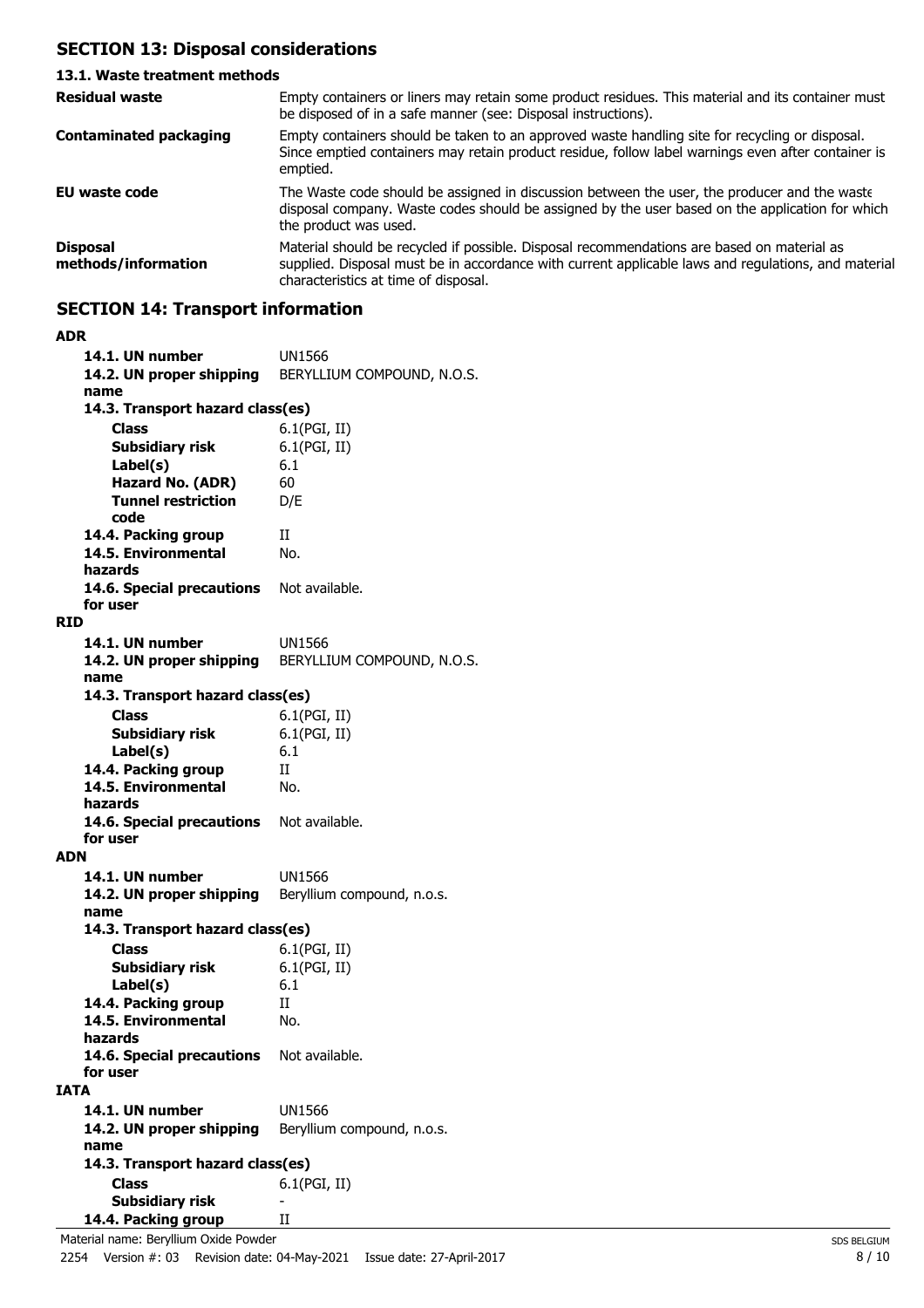## SECTION 13: Disposal considerations

### 13.1. Waste treatment methods

| | |
|---|---|
| **Residual waste** | Empty containers or liners may retain some product residues. This material and its container must be disposed of in a safe manner (see: Disposal instructions). |
| **Contaminated packaging** | Empty containers should be taken to an approved waste handling site for recycling or disposal. Since emptied containers may retain product residue, follow label warnings even after container is emptied. |
| **EU waste code** | The Waste code should be assigned in discussion between the user, the producer and the waste disposal company. Waste codes should be assigned by the user based on the application for which the product was used. |
| **Disposal methods/information** | Material should be recycled if possible. Disposal recommendations are based on material as supplied. Disposal must be in accordance with current applicable laws and regulations, and material characteristics at time of disposal. |

## SECTION 14: Transport information

**ADR**

| | |
|---|---|
| **14.1. UN number** | UN1566 |
| **14.2. UN proper shipping name** | BERYLLIUM COMPOUND, N.O.S. |
| **14.3. Transport hazard class(es)** | |
| **Class** | 6.1(PGI, II) |
| **Subsidiary risk** | 6.1(PGI, II) |
| **Label(s)** | 6.1 |
| **Hazard No. (ADR)** | 60 |
| **Tunnel restriction code** | D/E |
| **14.4. Packing group** | II |
| **14.5. Environmental hazards** | No. |
| **14.6. Special precautions for user** | Not available. |

**RID**

| | |
|---|---|
| **14.1. UN number** | UN1566 |
| **14.2. UN proper shipping name** | BERYLLIUM COMPOUND, N.O.S. |
| **14.3. Transport hazard class(es)** | |
| **Class** | 6.1(PGI, II) |
| **Subsidiary risk** | 6.1(PGI, II) |
| **Label(s)** | 6.1 |
| **14.4. Packing group** | II |
| **14.5. Environmental hazards** | No. |
| **14.6. Special precautions for user** | Not available. |

**ADN**

| | |
|---|---|
| **14.1. UN number** | UN1566 |
| **14.2. UN proper shipping name** | Beryllium compound, n.o.s. |
| **14.3. Transport hazard class(es)** | |
| **Class** | 6.1(PGI, II) |
| **Subsidiary risk** | 6.1(PGI, II) |
| **Label(s)** | 6.1 |
| **14.4. Packing group** | II |
| **14.5. Environmental hazards** | No. |
| **14.6. Special precautions for user** | Not available. |

**IATA**

| | |
|---|---|
| **14.1. UN number** | UN1566 |
| **14.2. UN proper shipping name** | Beryllium compound, n.o.s. |
| **14.3. Transport hazard class(es)** | |
| **Class** | 6.1(PGI, II) |
| **Subsidiary risk** | - |
| **14.4. Packing group** | II |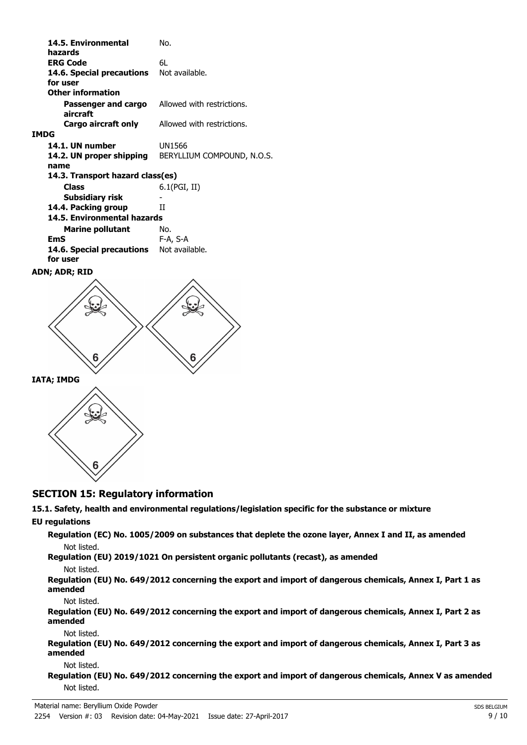| | |
|---|---|
| **14.5. Environmental hazards** | No. |
| **ERG Code** | 6L |
| **14.6. Special precautions for user** | Not available. |
| **Other information** | |
| **Passenger and cargo aircraft** | Allowed with restrictions. |
| **Cargo aircraft only** | Allowed with restrictions. |

**IMDG**

| | |
|---|---|
| **14.1. UN number** | UN1566 |
| **14.2. UN proper shipping name** | BERYLLIUM COMPOUND, N.O.S. |
| **14.3. Transport hazard class(es)** | |
| **Class** | 6.1(PGI, II) |
| **Subsidiary risk** | - |
| **14.4. Packing group** | II |
| **14.5. Environmental hazards** | |
| **Marine pollutant** | No. |
| **EmS** | F-A, S-A |
| **14.6. Special precautions for user** | Not available. |

**ADN; ADR; RID**

6 6

**IATA; IMDG**

6

## SECTION 15: Regulatory information

**15.1. Safety, health and environmental regulations/legislation specific for the substance or mixture**

**EU regulations**

**Regulation (EC) No. 1005/2009 on substances that deplete the ozone layer, Annex I and II, as amended**

Not listed.

**Regulation (EU) 2019/1021 On persistent organic pollutants (recast), as amended**

Not listed.

**Regulation (EU) No. 649/2012 concerning the export and import of dangerous chemicals, Annex I, Part 1 as amended**

Not listed.

**Regulation (EU) No. 649/2012 concerning the export and import of dangerous chemicals, Annex I, Part 2 as amended**

Not listed.

**Regulation (EU) No. 649/2012 concerning the export and import of dangerous chemicals, Annex I, Part 3 as amended**

Not listed.

**Regulation (EU) No. 649/2012 concerning the export and import of dangerous chemicals, Annex V as amended**

Not listed.

Material name: Beryllium Oxide Powder
2254 Version #: 03 Revision date: 04-May-2021 Issue date: 27-April-2017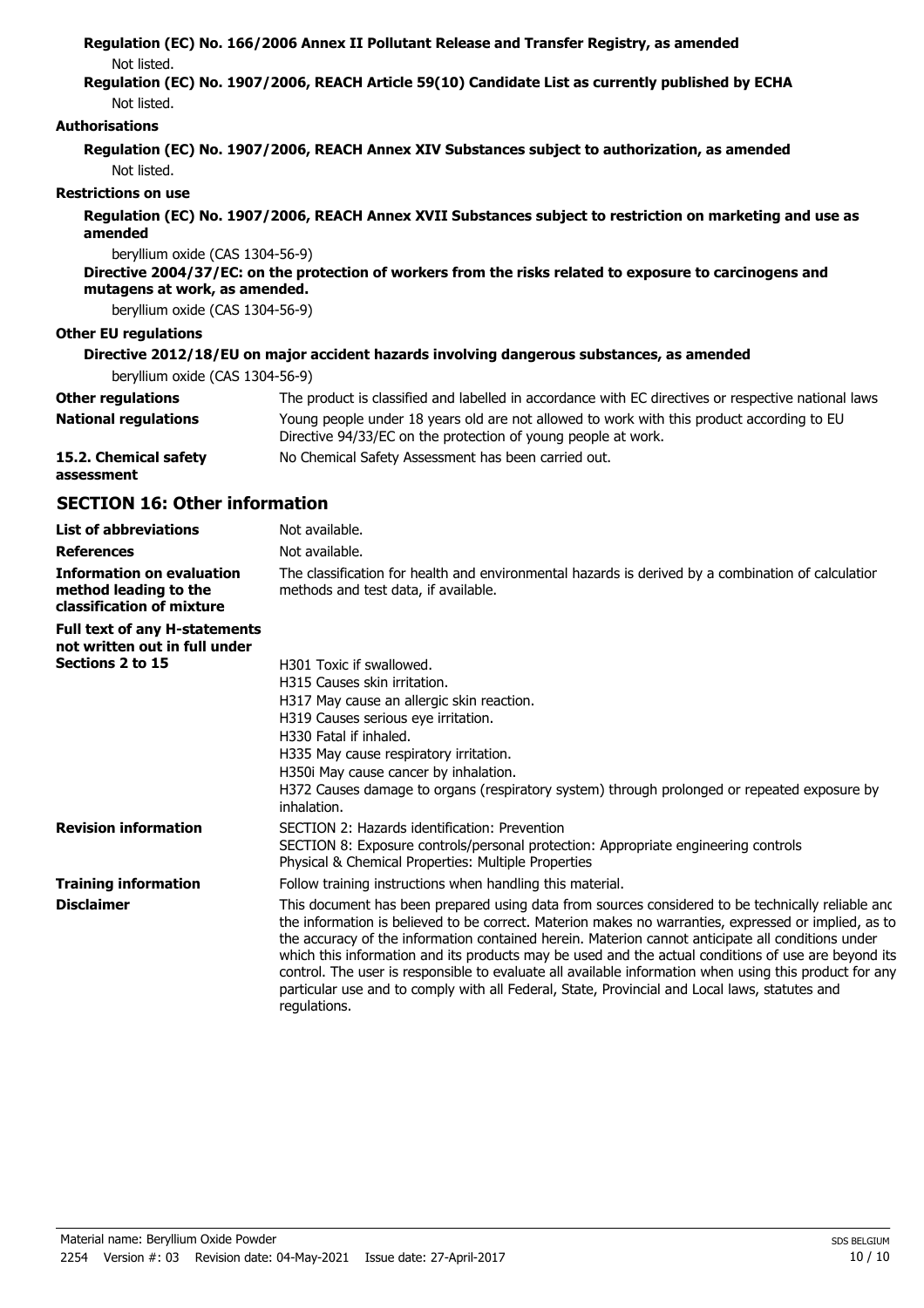**Regulation (EC) No. 166/2006 Annex II Pollutant Release and Transfer Registry, as amended**

Not listed.

**Regulation (EC) No. 1907/2006, REACH Article 59(10) Candidate List as currently published by ECHA**

Not listed.

**Authorisations**

**Regulation (EC) No. 1907/2006, REACH Annex XIV Substances subject to authorization, as amended**

Not listed.

**Restrictions on use**

**Regulation (EC) No. 1907/2006, REACH Annex XVII Substances subject to restriction on marketing and use as amended**

beryllium oxide (CAS 1304-56-9)

**Directive 2004/37/EC: on the protection of workers from the risks related to exposure to carcinogens and mutagens at work, as amended.**

beryllium oxide (CAS 1304-56-9)

**Other EU regulations**

**Directive 2012/18/EU on major accident hazards involving dangerous substances, as amended**

beryllium oxide (CAS 1304-56-9)

| | |
|---|---|
| **Other regulations** | The product is classified and labelled in accordance with EC directives or respective national laws |
| **National regulations** | Young people under 18 years old are not allowed to work with this product according to EU Directive 94/33/EC on the protection of young people at work. |
| **15.2. Chemical safety assessment** | No Chemical Safety Assessment has been carried out. |

## SECTION 16: Other information

| | |
|---|---|
| **List of abbreviations** | Not available. |
| **References** | Not available. |
| **Information on evaluation method leading to the classification of mixture** | The classification for health and environmental hazards is derived by a combination of calculation methods and test data, if available. |
| **Full text of any H-statements not written out in full under Sections 2 to 15** | H301 Toxic if swallowed.<br>H315 Causes skin irritation.<br>H317 May cause an allergic skin reaction.<br>H319 Causes serious eye irritation.<br>H330 Fatal if inhaled.<br>H335 May cause respiratory irritation.<br>H350i May cause cancer by inhalation.<br>H372 Causes damage to organs (respiratory system) through prolonged or repeated exposure by inhalation. |
| **Revision information** | SECTION 2: Hazards identification: Prevention<br>SECTION 8: Exposure controls/personal protection: Appropriate engineering controls<br>Physical & Chemical Properties: Multiple Properties |
| **Training information** | Follow training instructions when handling this material. |
| **Disclaimer** | This document has been prepared using data from sources considered to be technically reliable and the information is believed to be correct. Materion makes no warranties, expressed or implied, as to the accuracy of the information contained herein. Materion cannot anticipate all conditions under which this information and its products may be used and the actual conditions of use are beyond its control. The user is responsible to evaluate all available information when using this product for any particular use and to comply with all Federal, State, Provincial and Local laws, statutes and regulations. |